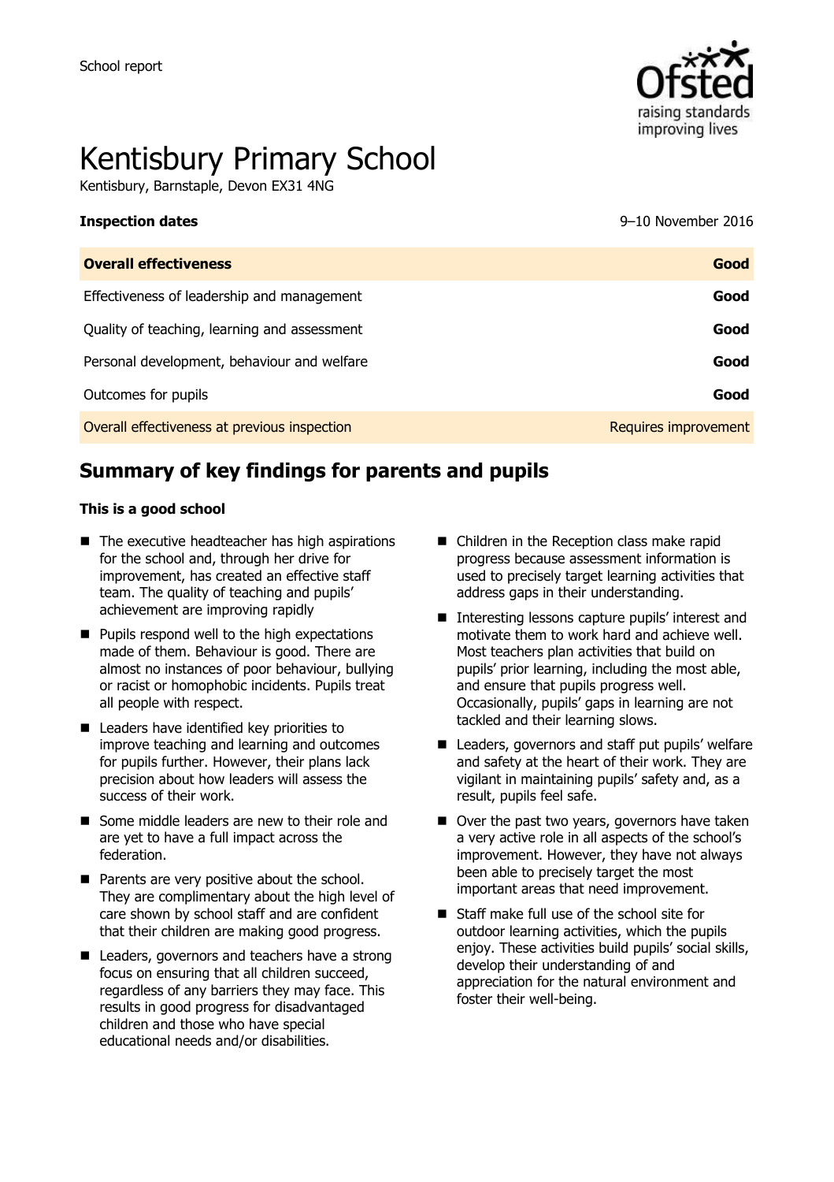School report

# Kentisbury Primary School

Kentisbury, Barnstaple, Devon EX31 4NG

| **Inspection dates** | 9–10 November 2016 |
| --- | --- |
| **Overall effectiveness** | **Good** |
| Effectiveness of leadership and management | **Good** |
| Quality of teaching, learning and assessment | **Good** |
| Personal development, behaviour and welfare | **Good** |
| Outcomes for pupils | **Good** |
| Overall effectiveness at previous inspection | Requires improvement |

## Summary of key findings for parents and pupils

**This is a good school**

- The executive headteacher has high aspirations for the school and, through her drive for improvement, has created an effective staff team. The quality of teaching and pupils' achievement are improving rapidly
- Pupils respond well to the high expectations made of them. Behaviour is good. There are almost no instances of poor behaviour, bullying or racist or homophobic incidents. Pupils treat all people with respect.
- Leaders have identified key priorities to improve teaching and learning and outcomes for pupils further. However, their plans lack precision about how leaders will assess the success of their work.
- Some middle leaders are new to their role and are yet to have a full impact across the federation.
- Parents are very positive about the school. They are complimentary about the high level of care shown by school staff and are confident that their children are making good progress.
- Leaders, governors and teachers have a strong focus on ensuring that all children succeed, regardless of any barriers they may face. This results in good progress for disadvantaged children and those who have special educational needs and/or disabilities.
- Children in the Reception class make rapid progress because assessment information is used to precisely target learning activities that address gaps in their understanding.
- Interesting lessons capture pupils' interest and motivate them to work hard and achieve well. Most teachers plan activities that build on pupils' prior learning, including the most able, and ensure that pupils progress well. Occasionally, pupils' gaps in learning are not tackled and their learning slows.
- Leaders, governors and staff put pupils' welfare and safety at the heart of their work. They are vigilant in maintaining pupils' safety and, as a result, pupils feel safe.
- Over the past two years, governors have taken a very active role in all aspects of the school's improvement. However, they have not always been able to precisely target the most important areas that need improvement.
- Staff make full use of the school site for outdoor learning activities, which the pupils enjoy. These activities build pupils' social skills, develop their understanding of and appreciation for the natural environment and foster their well-being.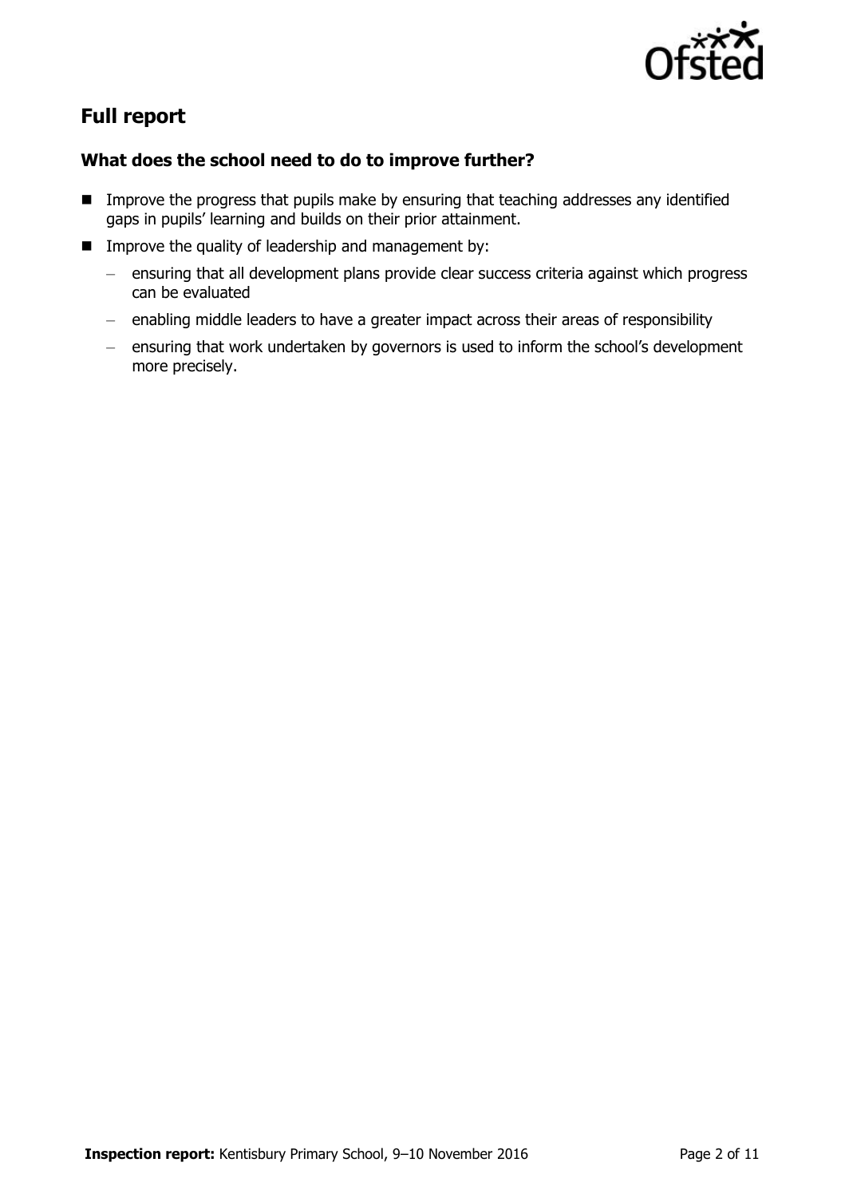## Full report

### What does the school need to do to improve further?

- Improve the progress that pupils make by ensuring that teaching addresses any identified gaps in pupils' learning and builds on their prior attainment.
- Improve the quality of leadership and management by:
  - ensuring that all development plans provide clear success criteria against which progress can be evaluated
  - enabling middle leaders to have a greater impact across their areas of responsibility
  - ensuring that work undertaken by governors is used to inform the school's development more precisely.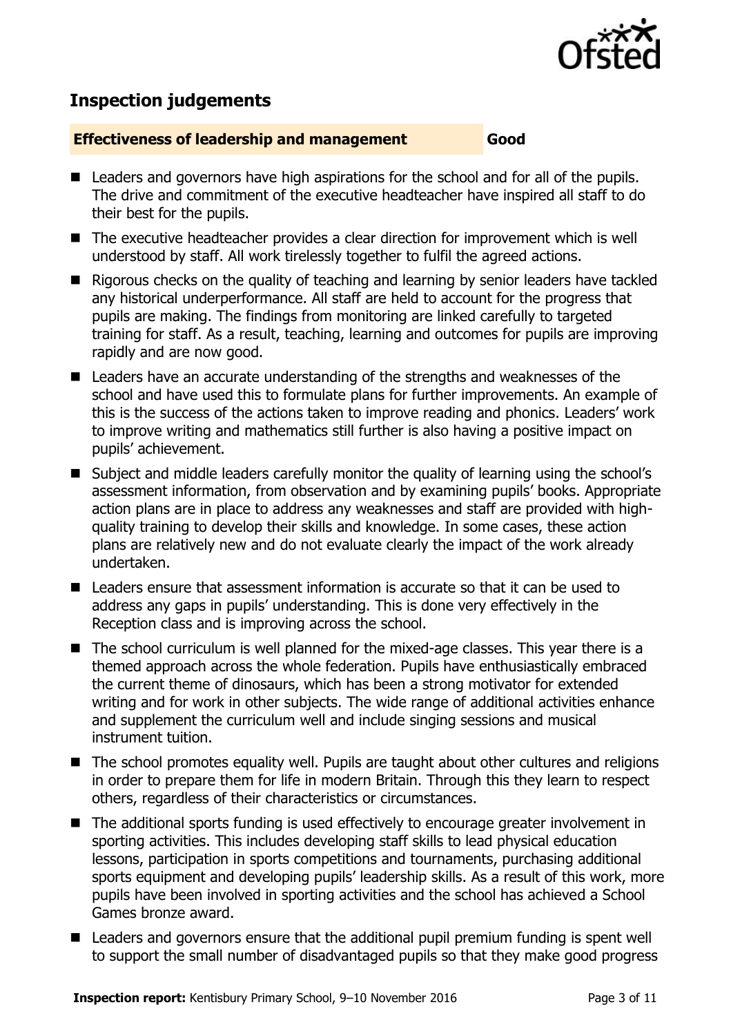## Inspection judgements

| **Effectiveness of leadership and management** | **Good** |
| --- | --- |

- Leaders and governors have high aspirations for the school and for all of the pupils. The drive and commitment of the executive headteacher have inspired all staff to do their best for the pupils.
- The executive headteacher provides a clear direction for improvement which is well understood by staff. All work tirelessly together to fulfil the agreed actions.
- Rigorous checks on the quality of teaching and learning by senior leaders have tackled any historical underperformance. All staff are held to account for the progress that pupils are making. The findings from monitoring are linked carefully to targeted training for staff. As a result, teaching, learning and outcomes for pupils are improving rapidly and are now good.
- Leaders have an accurate understanding of the strengths and weaknesses of the school and have used this to formulate plans for further improvements. An example of this is the success of the actions taken to improve reading and phonics. Leaders' work to improve writing and mathematics still further is also having a positive impact on pupils' achievement.
- Subject and middle leaders carefully monitor the quality of learning using the school's assessment information, from observation and by examining pupils' books. Appropriate action plans are in place to address any weaknesses and staff are provided with high-quality training to develop their skills and knowledge. In some cases, these action plans are relatively new and do not evaluate clearly the impact of the work already undertaken.
- Leaders ensure that assessment information is accurate so that it can be used to address any gaps in pupils' understanding. This is done very effectively in the Reception class and is improving across the school.
- The school curriculum is well planned for the mixed-age classes. This year there is a themed approach across the whole federation. Pupils have enthusiastically embraced the current theme of dinosaurs, which has been a strong motivator for extended writing and for work in other subjects. The wide range of additional activities enhance and supplement the curriculum well and include singing sessions and musical instrument tuition.
- The school promotes equality well. Pupils are taught about other cultures and religions in order to prepare them for life in modern Britain. Through this they learn to respect others, regardless of their characteristics or circumstances.
- The additional sports funding is used effectively to encourage greater involvement in sporting activities. This includes developing staff skills to lead physical education lessons, participation in sports competitions and tournaments, purchasing additional sports equipment and developing pupils' leadership skills. As a result of this work, more pupils have been involved in sporting activities and the school has achieved a School Games bronze award.
- Leaders and governors ensure that the additional pupil premium funding is spent well to support the small number of disadvantaged pupils so that they make good progress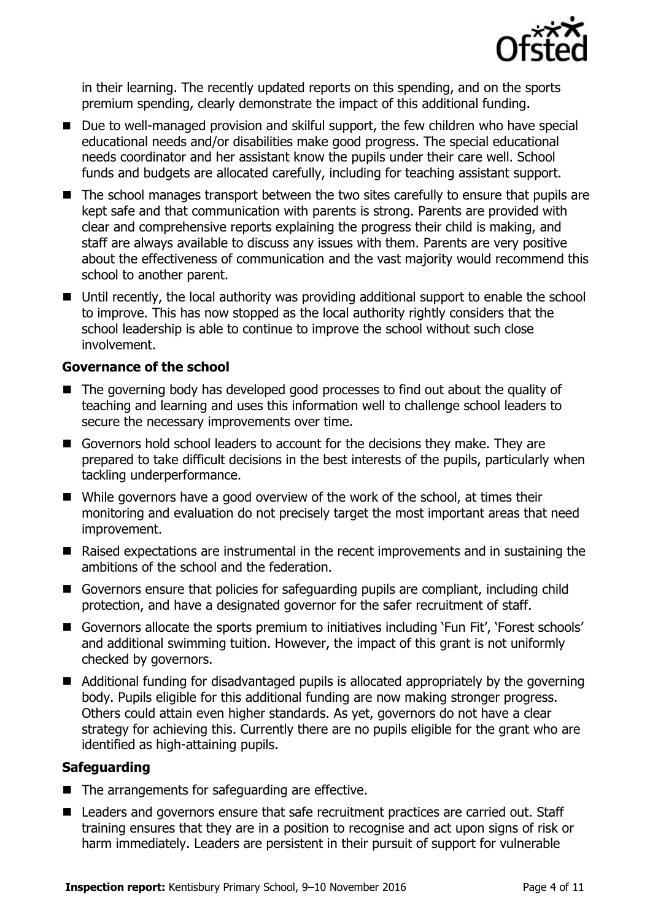in their learning. The recently updated reports on this spending, and on the sports premium spending, clearly demonstrate the impact of this additional funding.

- Due to well-managed provision and skilful support, the few children who have special educational needs and/or disabilities make good progress. The special educational needs coordinator and her assistant know the pupils under their care well. School funds and budgets are allocated carefully, including for teaching assistant support.
- The school manages transport between the two sites carefully to ensure that pupils are kept safe and that communication with parents is strong. Parents are provided with clear and comprehensive reports explaining the progress their child is making, and staff are always available to discuss any issues with them. Parents are very positive about the effectiveness of communication and the vast majority would recommend this school to another parent.
- Until recently, the local authority was providing additional support to enable the school to improve. This has now stopped as the local authority rightly considers that the school leadership is able to continue to improve the school without such close involvement.

### Governance of the school

- The governing body has developed good processes to find out about the quality of teaching and learning and uses this information well to challenge school leaders to secure the necessary improvements over time.
- Governors hold school leaders to account for the decisions they make. They are prepared to take difficult decisions in the best interests of the pupils, particularly when tackling underperformance.
- While governors have a good overview of the work of the school, at times their monitoring and evaluation do not precisely target the most important areas that need improvement.
- Raised expectations are instrumental in the recent improvements and in sustaining the ambitions of the school and the federation.
- Governors ensure that policies for safeguarding pupils are compliant, including child protection, and have a designated governor for the safer recruitment of staff.
- Governors allocate the sports premium to initiatives including 'Fun Fit', 'Forest schools' and additional swimming tuition. However, the impact of this grant is not uniformly checked by governors.
- Additional funding for disadvantaged pupils is allocated appropriately by the governing body. Pupils eligible for this additional funding are now making stronger progress. Others could attain even higher standards. As yet, governors do not have a clear strategy for achieving this. Currently there are no pupils eligible for the grant who are identified as high-attaining pupils.

### Safeguarding

- The arrangements for safeguarding are effective.
- Leaders and governors ensure that safe recruitment practices are carried out. Staff training ensures that they are in a position to recognise and act upon signs of risk or harm immediately. Leaders are persistent in their pursuit of support for vulnerable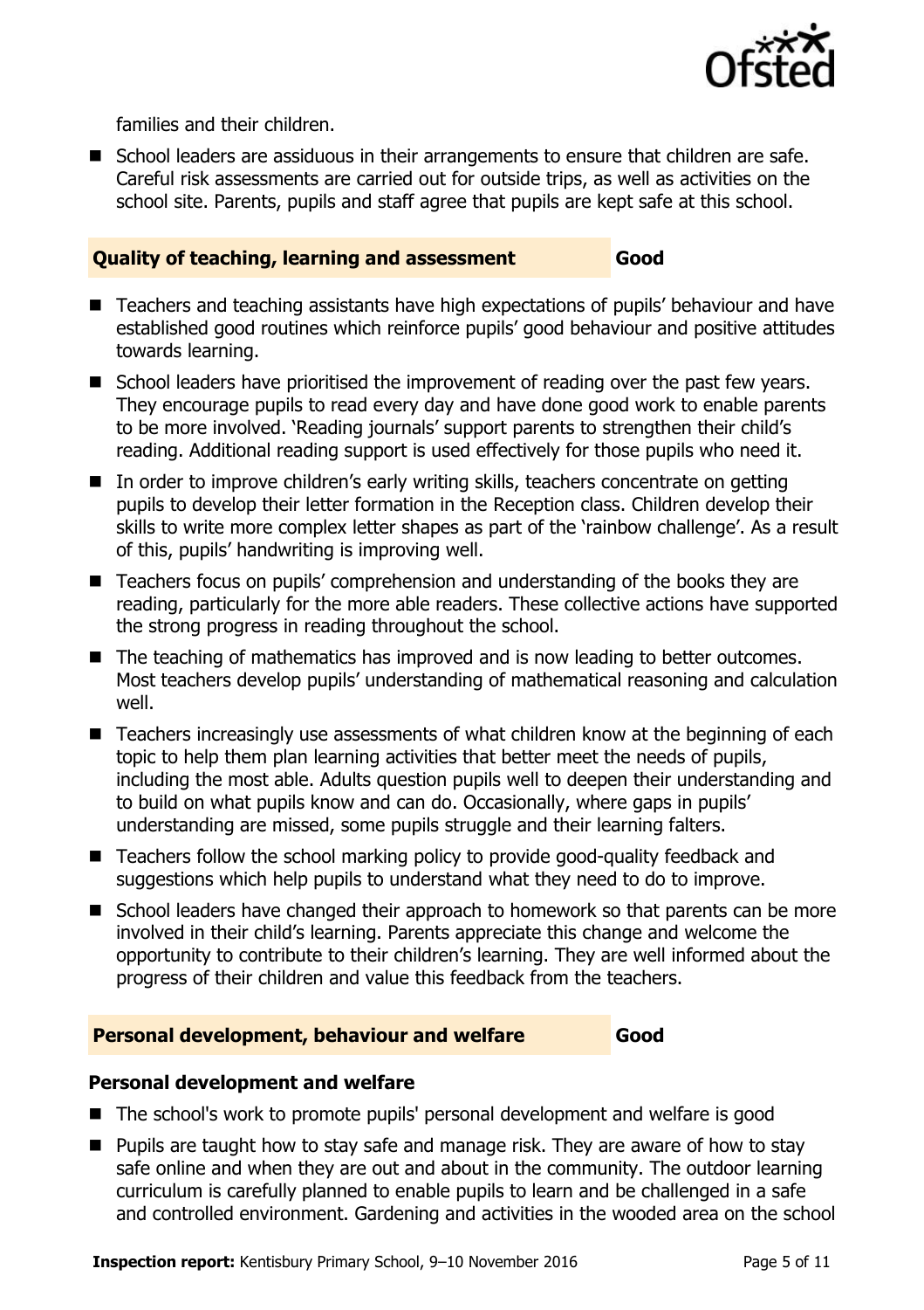families and their children.

- School leaders are assiduous in their arrangements to ensure that children are safe. Careful risk assessments are carried out for outside trips, as well as activities on the school site. Parents, pupils and staff agree that pupils are kept safe at this school.

## Quality of teaching, learning and assessment — Good

- Teachers and teaching assistants have high expectations of pupils' behaviour and have established good routines which reinforce pupils' good behaviour and positive attitudes towards learning.
- School leaders have prioritised the improvement of reading over the past few years. They encourage pupils to read every day and have done good work to enable parents to be more involved. 'Reading journals' support parents to strengthen their child's reading. Additional reading support is used effectively for those pupils who need it.
- In order to improve children's early writing skills, teachers concentrate on getting pupils to develop their letter formation in the Reception class. Children develop their skills to write more complex letter shapes as part of the 'rainbow challenge'. As a result of this, pupils' handwriting is improving well.
- Teachers focus on pupils' comprehension and understanding of the books they are reading, particularly for the more able readers. These collective actions have supported the strong progress in reading throughout the school.
- The teaching of mathematics has improved and is now leading to better outcomes. Most teachers develop pupils' understanding of mathematical reasoning and calculation well.
- Teachers increasingly use assessments of what children know at the beginning of each topic to help them plan learning activities that better meet the needs of pupils, including the most able. Adults question pupils well to deepen their understanding and to build on what pupils know and can do. Occasionally, where gaps in pupils' understanding are missed, some pupils struggle and their learning falters.
- Teachers follow the school marking policy to provide good-quality feedback and suggestions which help pupils to understand what they need to do to improve.
- School leaders have changed their approach to homework so that parents can be more involved in their child's learning. Parents appreciate this change and welcome the opportunity to contribute to their children's learning. They are well informed about the progress of their children and value this feedback from the teachers.

## Personal development, behaviour and welfare — Good

### Personal development and welfare

- The school's work to promote pupils' personal development and welfare is good
- Pupils are taught how to stay safe and manage risk. They are aware of how to stay safe online and when they are out and about in the community. The outdoor learning curriculum is carefully planned to enable pupils to learn and be challenged in a safe and controlled environment. Gardening and activities in the wooded area on the school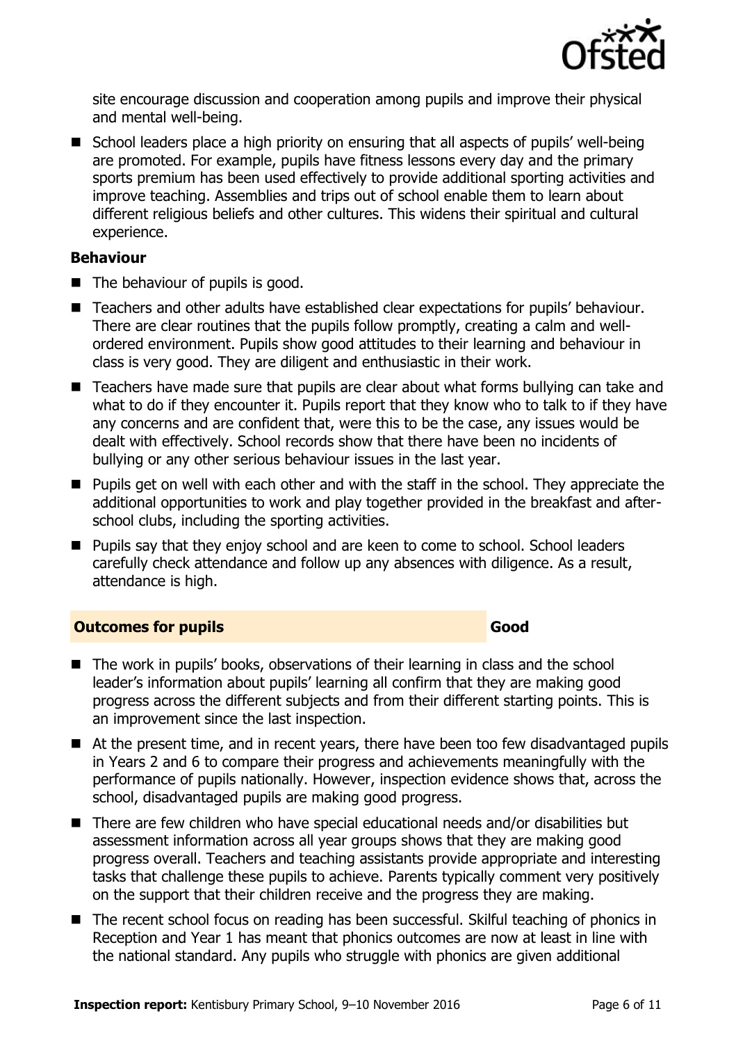site encourage discussion and cooperation among pupils and improve their physical and mental well-being.

- School leaders place a high priority on ensuring that all aspects of pupils' well-being are promoted. For example, pupils have fitness lessons every day and the primary sports premium has been used effectively to provide additional sporting activities and improve teaching. Assemblies and trips out of school enable them to learn about different religious beliefs and other cultures. This widens their spiritual and cultural experience.

**Behaviour**

- The behaviour of pupils is good.
- Teachers and other adults have established clear expectations for pupils' behaviour. There are clear routines that the pupils follow promptly, creating a calm and well-ordered environment. Pupils show good attitudes to their learning and behaviour in class is very good. They are diligent and enthusiastic in their work.
- Teachers have made sure that pupils are clear about what forms bullying can take and what to do if they encounter it. Pupils report that they know who to talk to if they have any concerns and are confident that, were this to be the case, any issues would be dealt with effectively. School records show that there have been no incidents of bullying or any other serious behaviour issues in the last year.
- Pupils get on well with each other and with the staff in the school. They appreciate the additional opportunities to work and play together provided in the breakfast and after-school clubs, including the sporting activities.
- Pupils say that they enjoy school and are keen to come to school. School leaders carefully check attendance and follow up any absences with diligence. As a result, attendance is high.

## Outcomes for pupils — Good

- The work in pupils' books, observations of their learning in class and the school leader's information about pupils' learning all confirm that they are making good progress across the different subjects and from their different starting points. This is an improvement since the last inspection.
- At the present time, and in recent years, there have been too few disadvantaged pupils in Years 2 and 6 to compare their progress and achievements meaningfully with the performance of pupils nationally. However, inspection evidence shows that, across the school, disadvantaged pupils are making good progress.
- There are few children who have special educational needs and/or disabilities but assessment information across all year groups shows that they are making good progress overall. Teachers and teaching assistants provide appropriate and interesting tasks that challenge these pupils to achieve. Parents typically comment very positively on the support that their children receive and the progress they are making.
- The recent school focus on reading has been successful. Skilful teaching of phonics in Reception and Year 1 has meant that phonics outcomes are now at least in line with the national standard. Any pupils who struggle with phonics are given additional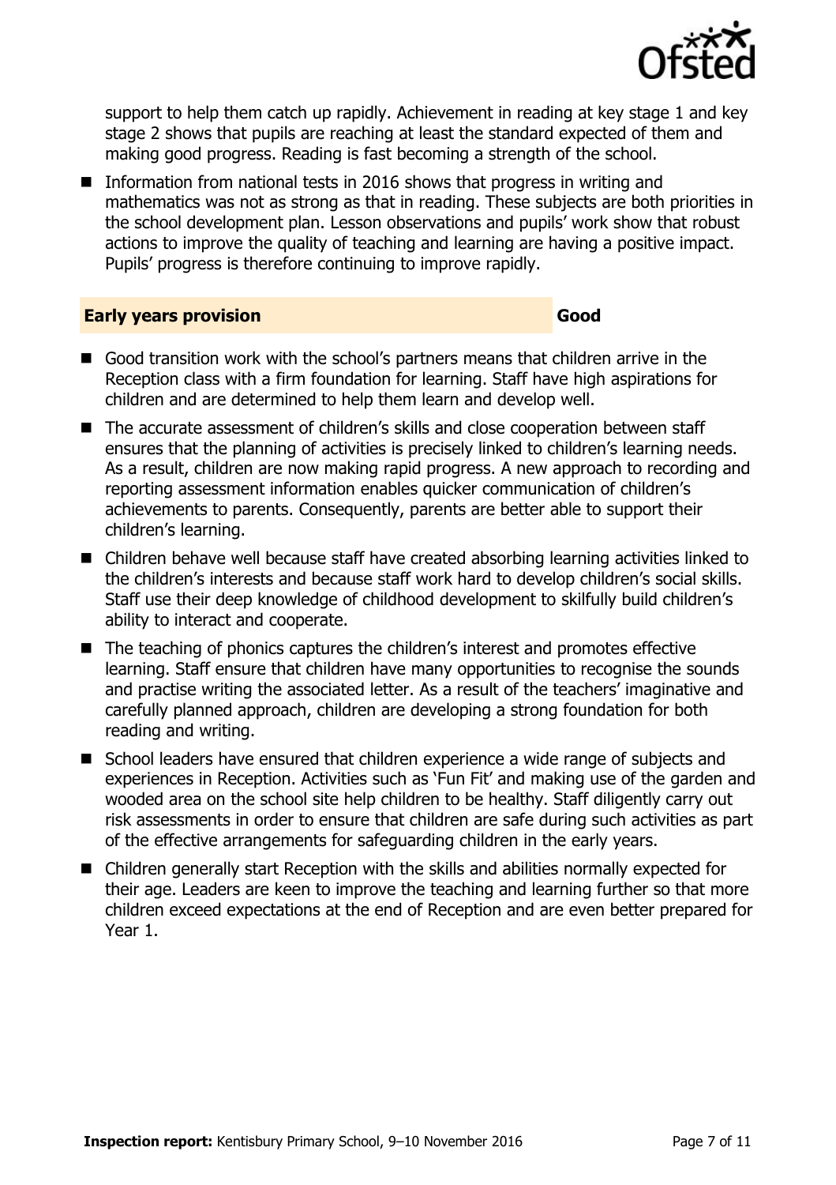support to help them catch up rapidly. Achievement in reading at key stage 1 and key stage 2 shows that pupils are reaching at least the standard expected of them and making good progress. Reading is fast becoming a strength of the school.

- Information from national tests in 2016 shows that progress in writing and mathematics was not as strong as that in reading. These subjects are both priorities in the school development plan. Lesson observations and pupils' work show that robust actions to improve the quality of teaching and learning are having a positive impact. Pupils' progress is therefore continuing to improve rapidly.

## Early years provision — Good

- Good transition work with the school's partners means that children arrive in the Reception class with a firm foundation for learning. Staff have high aspirations for children and are determined to help them learn and develop well.
- The accurate assessment of children's skills and close cooperation between staff ensures that the planning of activities is precisely linked to children's learning needs. As a result, children are now making rapid progress. A new approach to recording and reporting assessment information enables quicker communication of children's achievements to parents. Consequently, parents are better able to support their children's learning.
- Children behave well because staff have created absorbing learning activities linked to the children's interests and because staff work hard to develop children's social skills. Staff use their deep knowledge of childhood development to skilfully build children's ability to interact and cooperate.
- The teaching of phonics captures the children's interest and promotes effective learning. Staff ensure that children have many opportunities to recognise the sounds and practise writing the associated letter. As a result of the teachers' imaginative and carefully planned approach, children are developing a strong foundation for both reading and writing.
- School leaders have ensured that children experience a wide range of subjects and experiences in Reception. Activities such as 'Fun Fit' and making use of the garden and wooded area on the school site help children to be healthy. Staff diligently carry out risk assessments in order to ensure that children are safe during such activities as part of the effective arrangements for safeguarding children in the early years.
- Children generally start Reception with the skills and abilities normally expected for their age. Leaders are keen to improve the teaching and learning further so that more children exceed expectations at the end of Reception and are even better prepared for Year 1.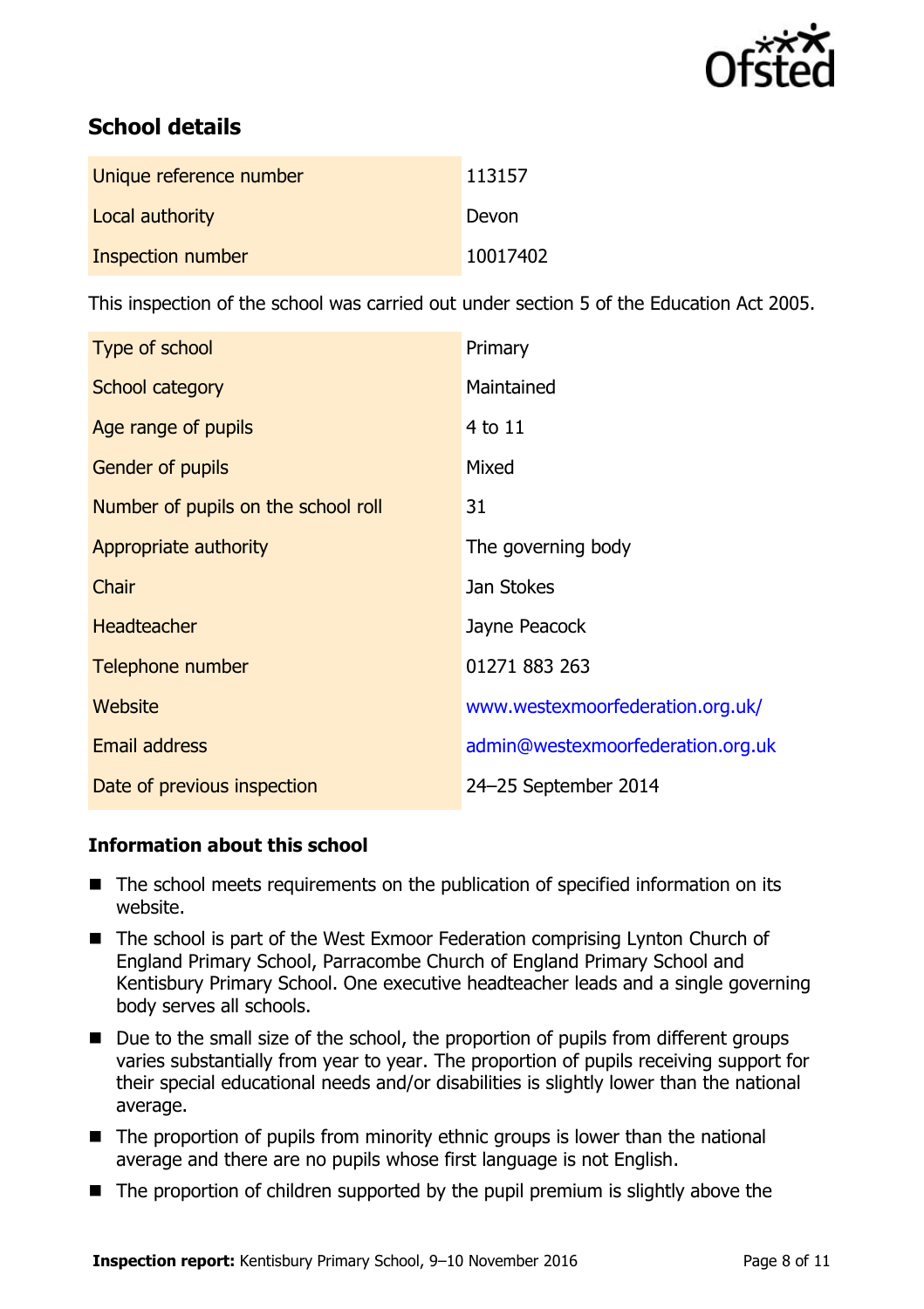## School details

| | |
|---|---|
| Unique reference number | 113157 |
| Local authority | Devon |
| Inspection number | 10017402 |

This inspection of the school was carried out under section 5 of the Education Act 2005.

| | |
|---|---|
| Type of school | Primary |
| School category | Maintained |
| Age range of pupils | 4 to 11 |
| Gender of pupils | Mixed |
| Number of pupils on the school roll | 31 |
| Appropriate authority | The governing body |
| Chair | Jan Stokes |
| Headteacher | Jayne Peacock |
| Telephone number | 01271 883 263 |
| Website | www.westexmoorfederation.org.uk/ |
| Email address | admin@westexmoorfederation.org.uk |
| Date of previous inspection | 24–25 September 2014 |

### Information about this school

- The school meets requirements on the publication of specified information on its website.
- The school is part of the West Exmoor Federation comprising Lynton Church of England Primary School, Parracombe Church of England Primary School and Kentisbury Primary School. One executive headteacher leads and a single governing body serves all schools.
- Due to the small size of the school, the proportion of pupils from different groups varies substantially from year to year. The proportion of pupils receiving support for their special educational needs and/or disabilities is slightly lower than the national average.
- The proportion of pupils from minority ethnic groups is lower than the national average and there are no pupils whose first language is not English.
- The proportion of children supported by the pupil premium is slightly above the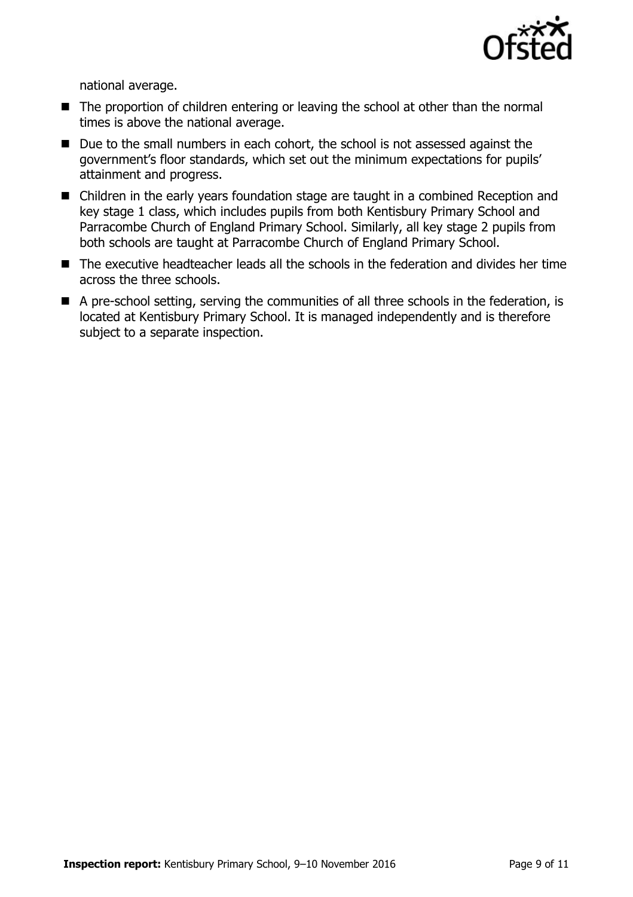national average.

- The proportion of children entering or leaving the school at other than the normal times is above the national average.
- Due to the small numbers in each cohort, the school is not assessed against the government's floor standards, which set out the minimum expectations for pupils' attainment and progress.
- Children in the early years foundation stage are taught in a combined Reception and key stage 1 class, which includes pupils from both Kentisbury Primary School and Parracombe Church of England Primary School. Similarly, all key stage 2 pupils from both schools are taught at Parracombe Church of England Primary School.
- The executive headteacher leads all the schools in the federation and divides her time across the three schools.
- A pre-school setting, serving the communities of all three schools in the federation, is located at Kentisbury Primary School. It is managed independently and is therefore subject to a separate inspection.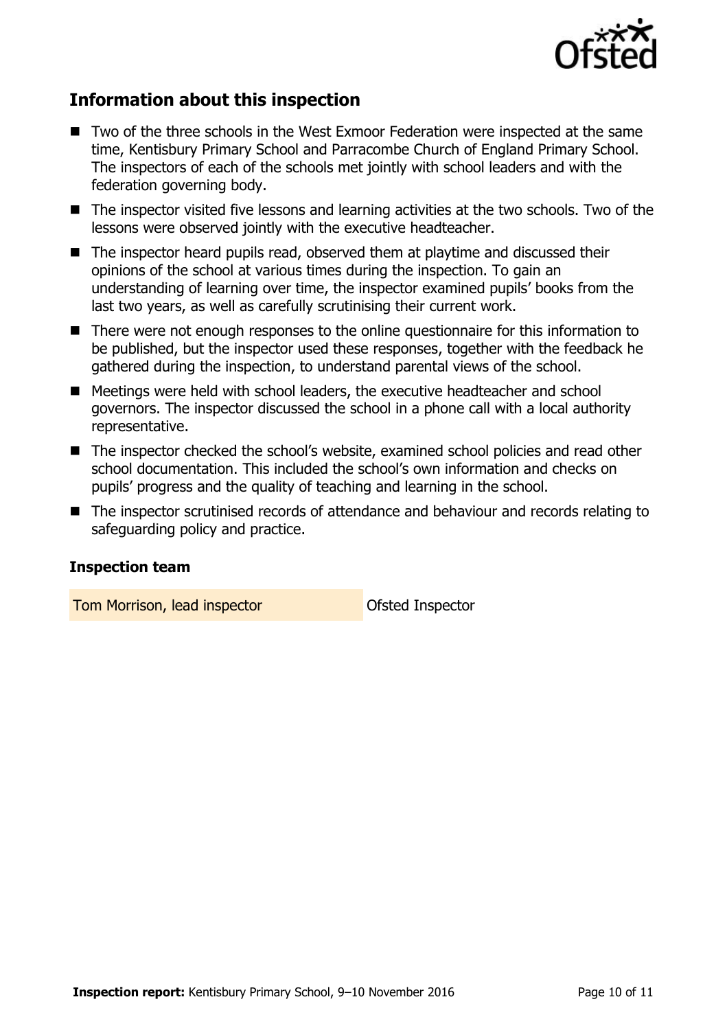## Information about this inspection

- Two of the three schools in the West Exmoor Federation were inspected at the same time, Kentisbury Primary School and Parracombe Church of England Primary School. The inspectors of each of the schools met jointly with school leaders and with the federation governing body.
- The inspector visited five lessons and learning activities at the two schools. Two of the lessons were observed jointly with the executive headteacher.
- The inspector heard pupils read, observed them at playtime and discussed their opinions of the school at various times during the inspection. To gain an understanding of learning over time, the inspector examined pupils' books from the last two years, as well as carefully scrutinising their current work.
- There were not enough responses to the online questionnaire for this information to be published, but the inspector used these responses, together with the feedback he gathered during the inspection, to understand parental views of the school.
- Meetings were held with school leaders, the executive headteacher and school governors. The inspector discussed the school in a phone call with a local authority representative.
- The inspector checked the school's website, examined school policies and read other school documentation. This included the school's own information and checks on pupils' progress and the quality of teaching and learning in the school.
- The inspector scrutinised records of attendance and behaviour and records relating to safeguarding policy and practice.

### Inspection team

| | |
|---|---|
| Tom Morrison, lead inspector | Ofsted Inspector |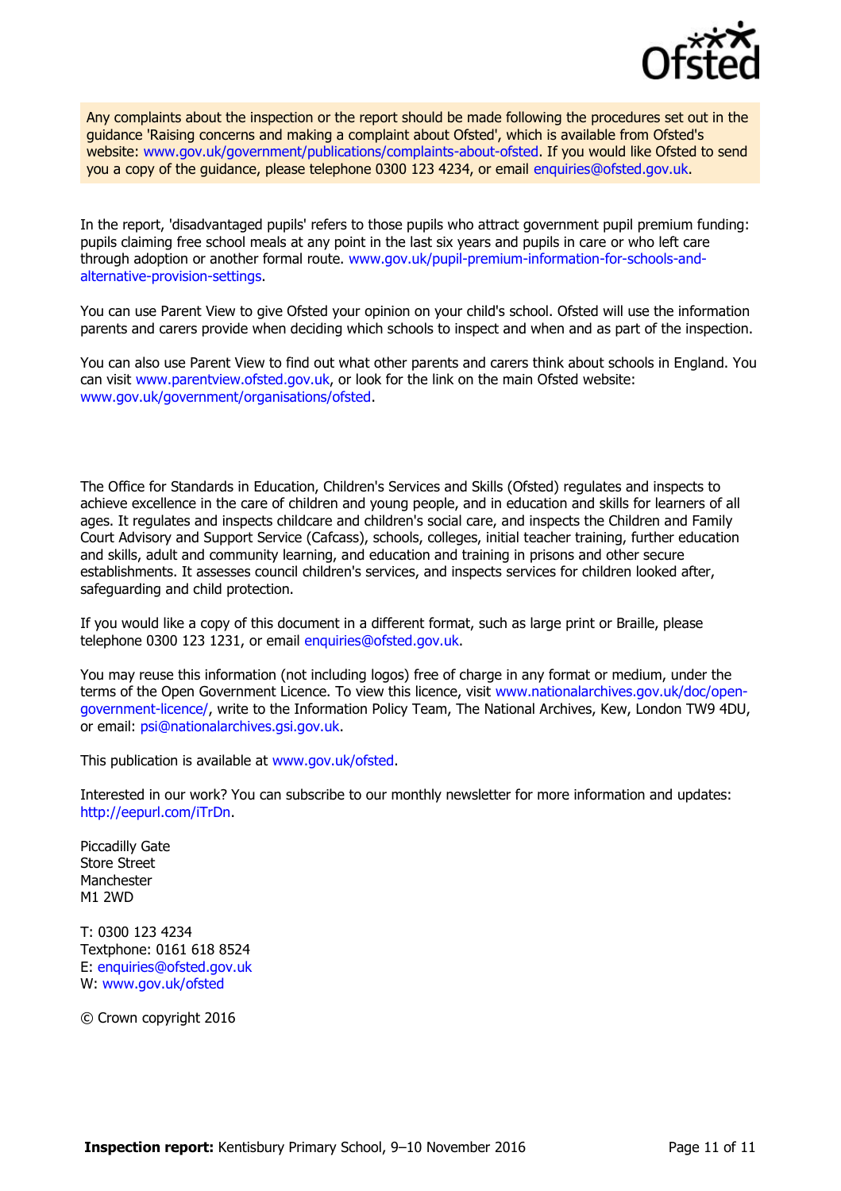Any complaints about the inspection or the report should be made following the procedures set out in the guidance 'Raising concerns and making a complaint about Ofsted', which is available from Ofsted's website: www.gov.uk/government/publications/complaints-about-ofsted. If you would like Ofsted to send you a copy of the guidance, please telephone 0300 123 4234, or email enquiries@ofsted.gov.uk.

In the report, 'disadvantaged pupils' refers to those pupils who attract government pupil premium funding: pupils claiming free school meals at any point in the last six years and pupils in care or who left care through adoption or another formal route. www.gov.uk/pupil-premium-information-for-schools-and-alternative-provision-settings.

You can use Parent View to give Ofsted your opinion on your child's school. Ofsted will use the information parents and carers provide when deciding which schools to inspect and when and as part of the inspection.

You can also use Parent View to find out what other parents and carers think about schools in England. You can visit www.parentview.ofsted.gov.uk, or look for the link on the main Ofsted website: www.gov.uk/government/organisations/ofsted.

The Office for Standards in Education, Children's Services and Skills (Ofsted) regulates and inspects to achieve excellence in the care of children and young people, and in education and skills for learners of all ages. It regulates and inspects childcare and children's social care, and inspects the Children and Family Court Advisory and Support Service (Cafcass), schools, colleges, initial teacher training, further education and skills, adult and community learning, and education and training in prisons and other secure establishments. It assesses council children's services, and inspects services for children looked after, safeguarding and child protection.

If you would like a copy of this document in a different format, such as large print or Braille, please telephone 0300 123 1231, or email enquiries@ofsted.gov.uk.

You may reuse this information (not including logos) free of charge in any format or medium, under the terms of the Open Government Licence. To view this licence, visit www.nationalarchives.gov.uk/doc/open-government-licence/, write to the Information Policy Team, The National Archives, Kew, London TW9 4DU, or email: psi@nationalarchives.gsi.gov.uk.

This publication is available at www.gov.uk/ofsted.

Interested in our work? You can subscribe to our monthly newsletter for more information and updates: http://eepurl.com/iTrDn.

Piccadilly Gate
Store Street
Manchester
M1 2WD

T: 0300 123 4234
Textphone: 0161 618 8524
E: enquiries@ofsted.gov.uk
W: www.gov.uk/ofsted

© Crown copyright 2016